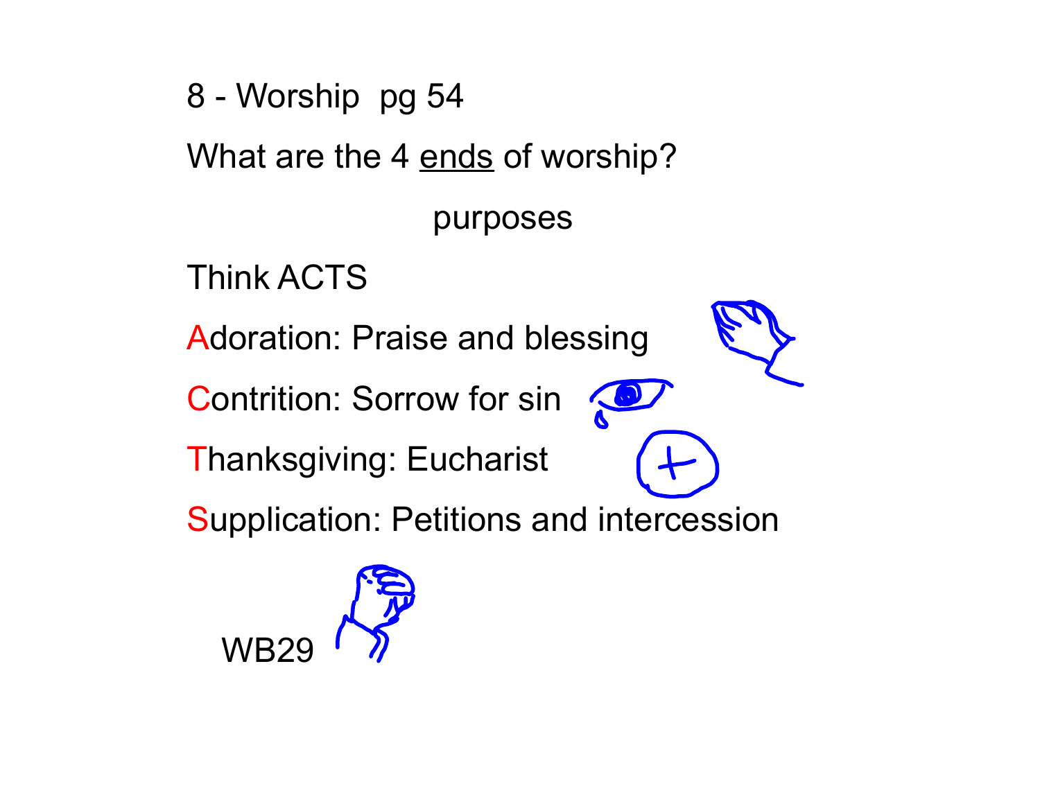# 8 - Worship pg 54

What are the 4 ends of worship?

purposes

Think ACTS

**A**doration: Praise and blessing

**C**ontrition: Sorrow for sin

**T**hanksgiving: Eucharist

**S**upplication: Petitions and intercession

WB29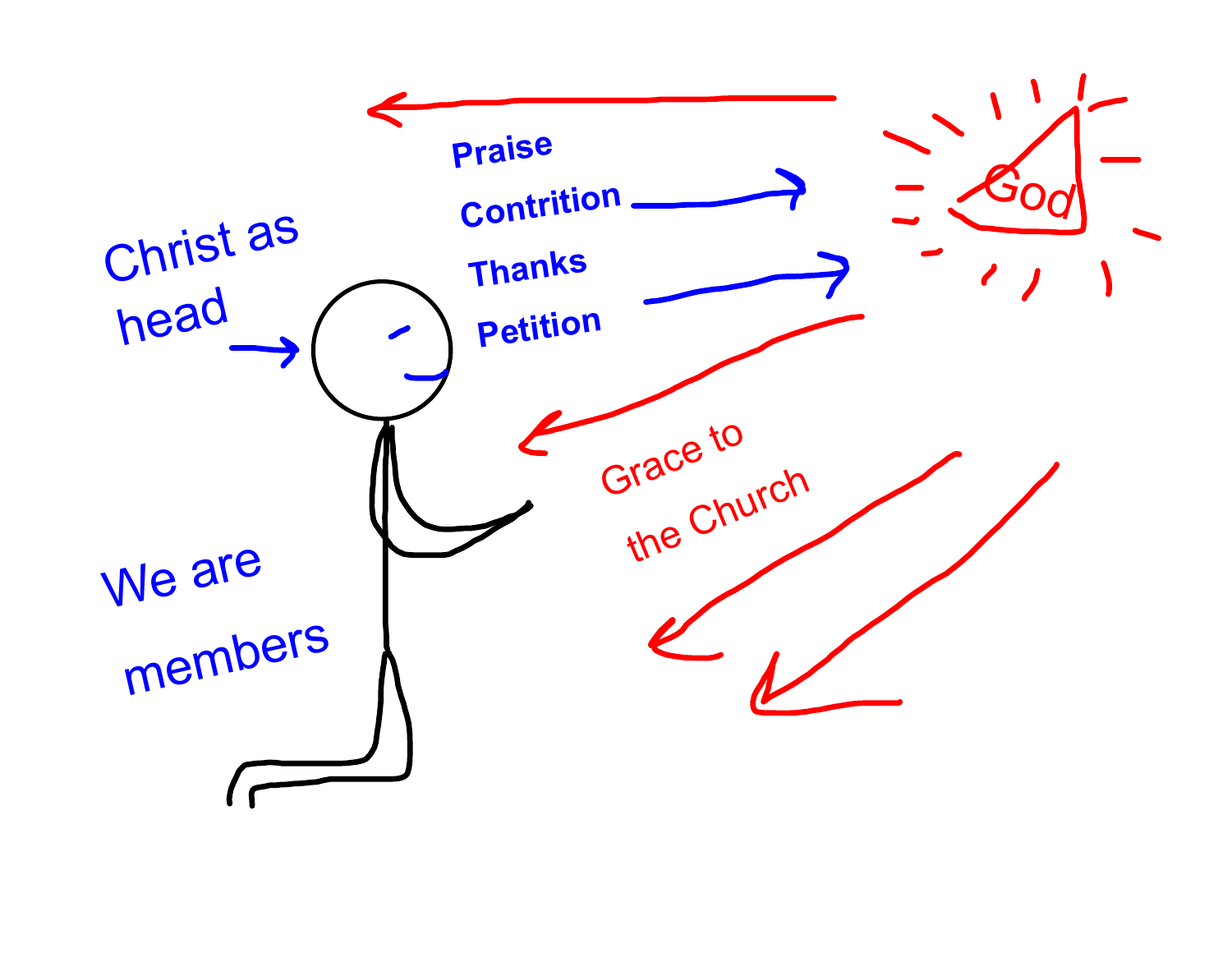Christ as head

We are members

Praise

Contrition

Thanks

Petition

God

Grace to the Church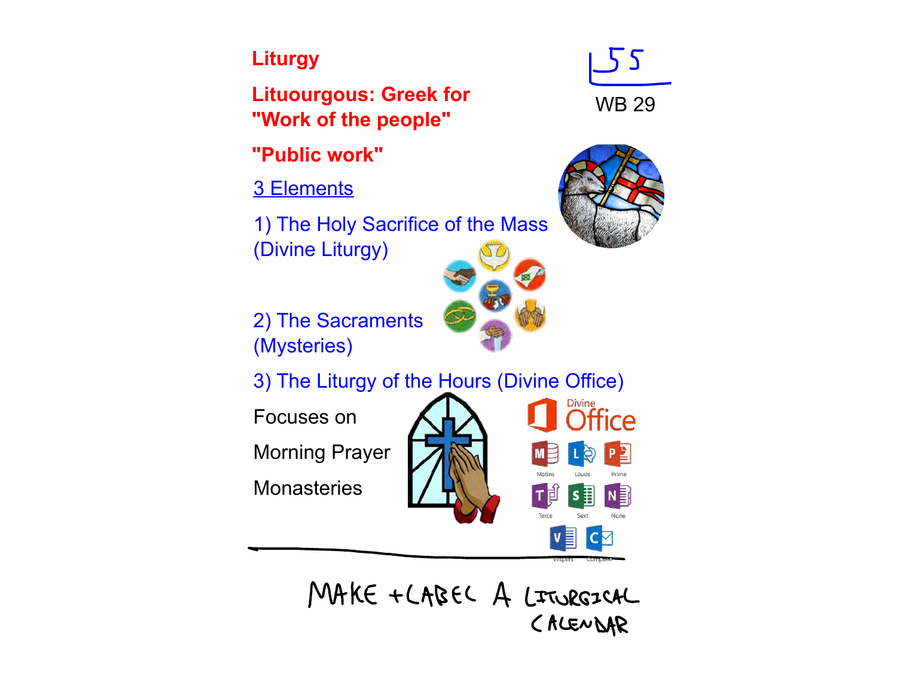# Liturgy

**Lituourgous: Greek for "Work of the people"**

**"Public work"**

155

WB 29

## 3 Elements

1) The Holy Sacrifice of the Mass (Divine Liturgy)

2) The Sacraments (Mysteries)

3) The Liturgy of the Hours (Divine Office)

Focuses on

Morning Prayer

Monasteries

Divine Office

Matins, Lauds, Prime, Terce, Sext, None, Vespers, Compline

MAKE + LABEL A LITURGICAL CALENDAR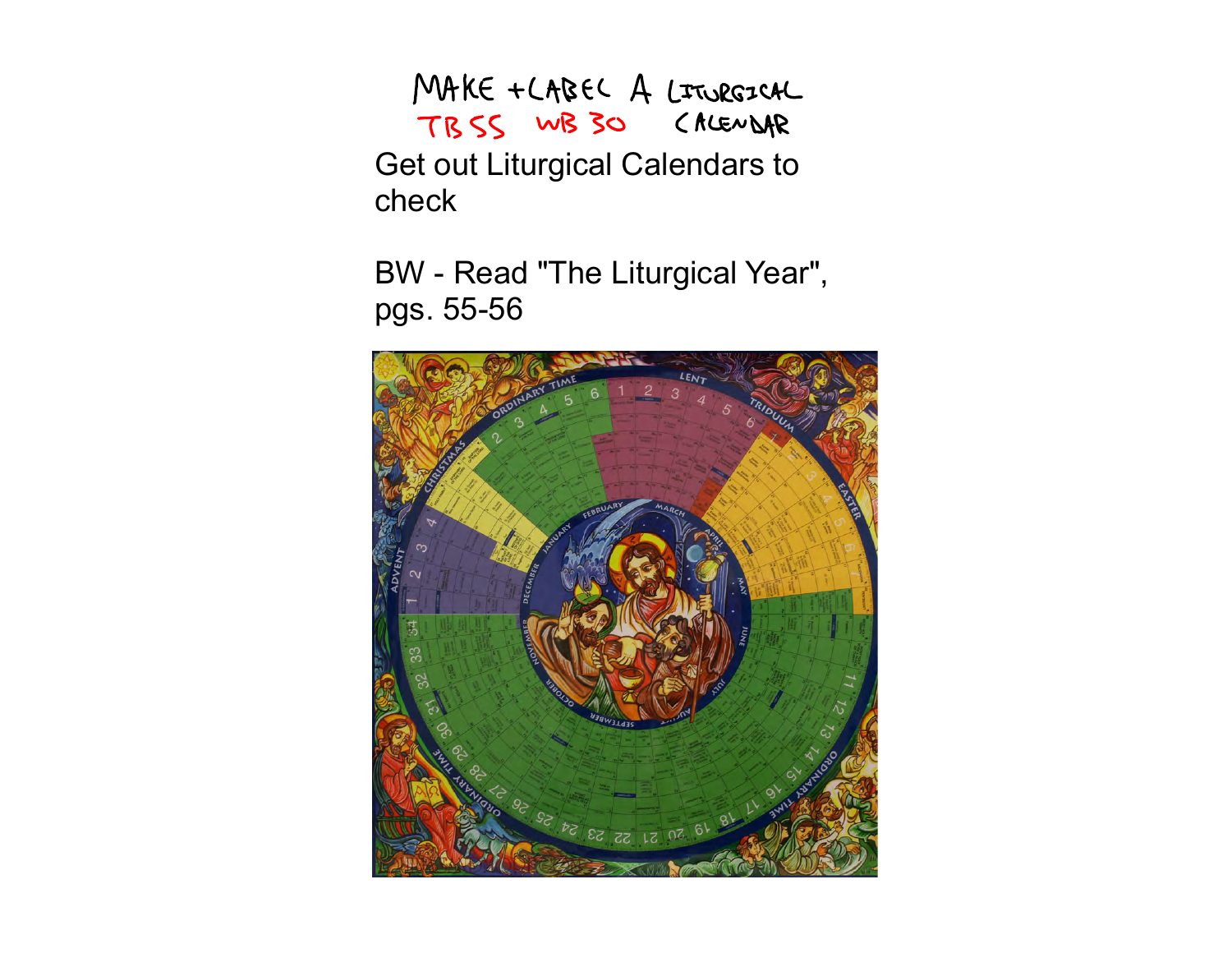MAKE + LABEL A LITURGICAL CALENDAR

TB 55 WB 30

Get out Liturgical Calendars to check

BW - Read "The Liturgical Year", pgs. 55-56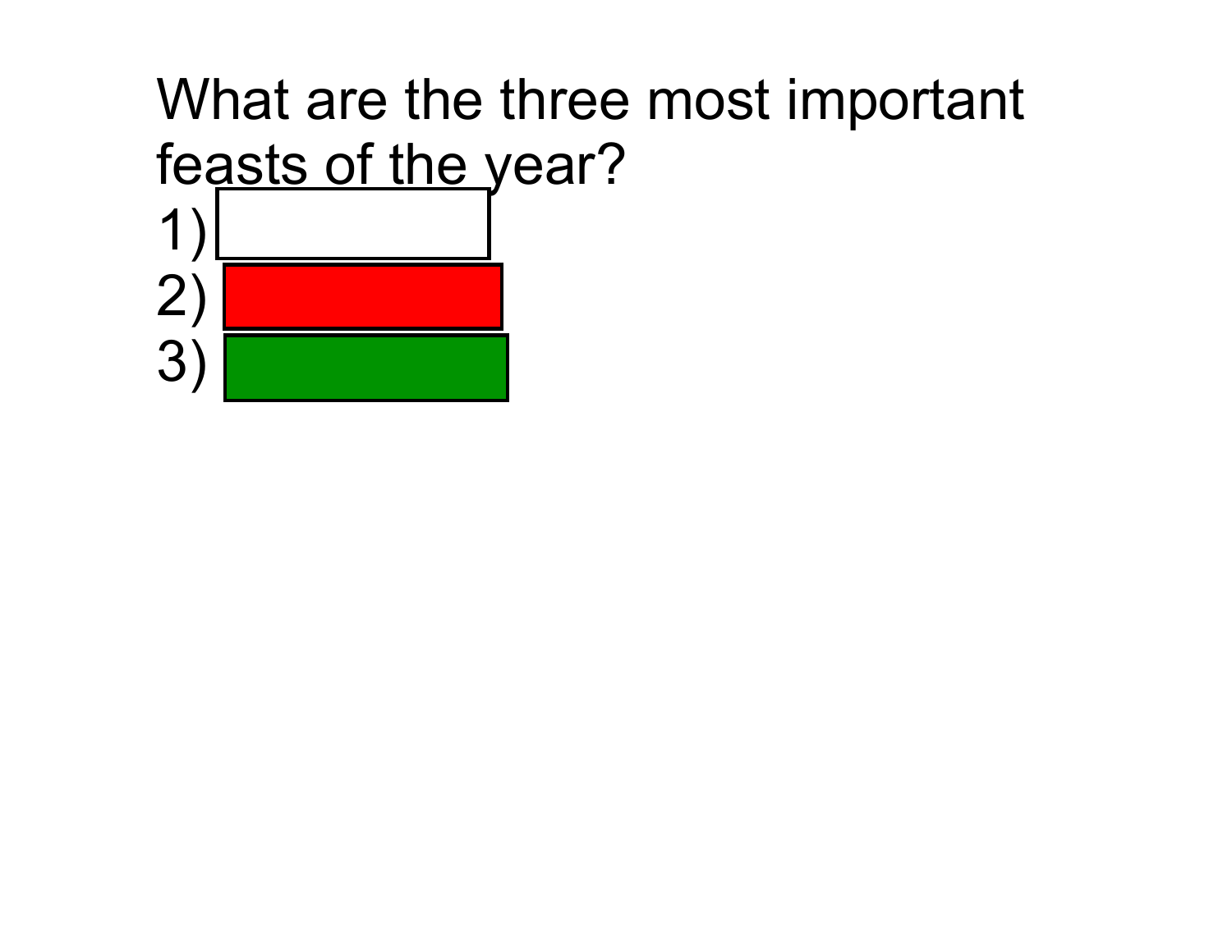What are the three most important feasts of the year?

1)
2)
3)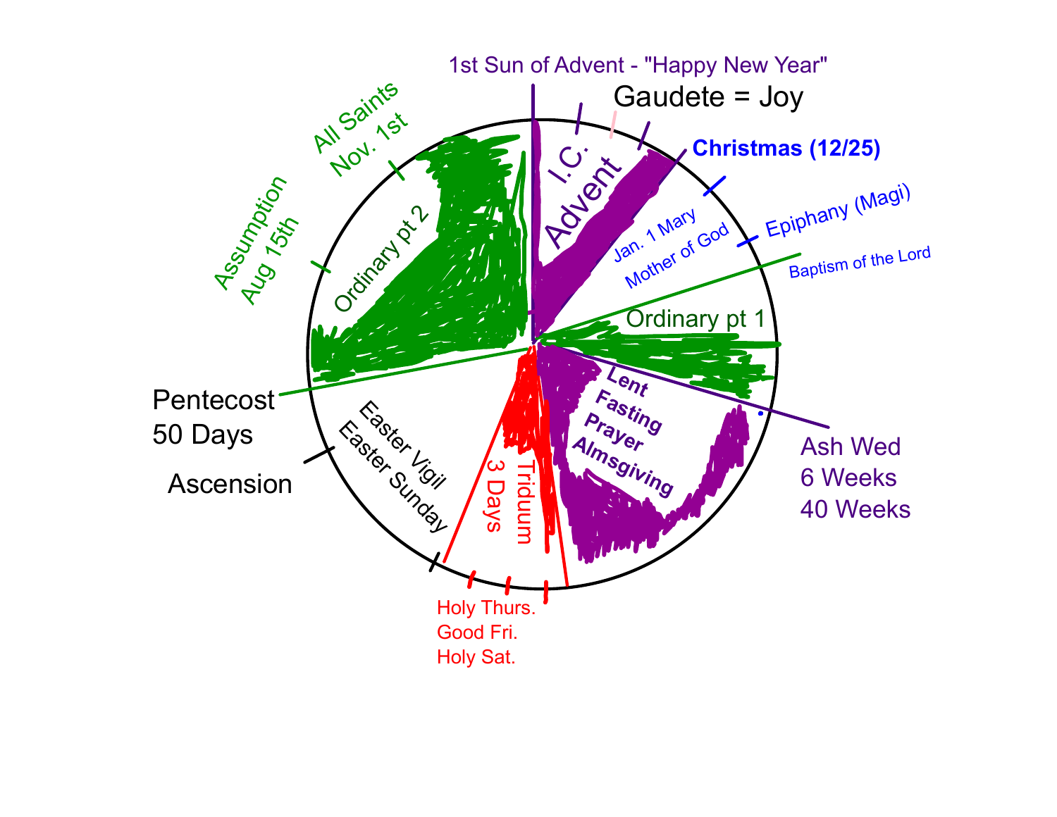1st Sun of Advent - "Happy New Year"

Gaudete = Joy

I.C.

Advent

Christmas (12/25)

Jan. 1 Mary Mother of God

Epiphany (Magi)

Baptism of the Lord

Ordinary pt 1

Ash Wed
6 Weeks
40 Weeks

Lent
Fasting
Prayer
Almsgiving

Triduum
3 Days

Holy Thurs.
Good Fri.
Holy Sat.

Easter Vigil
Easter Sunday

Ascension

Pentecost
50 Days

Ordinary pt 2

Assumption
Aug 15th

All Saints
Nov. 1st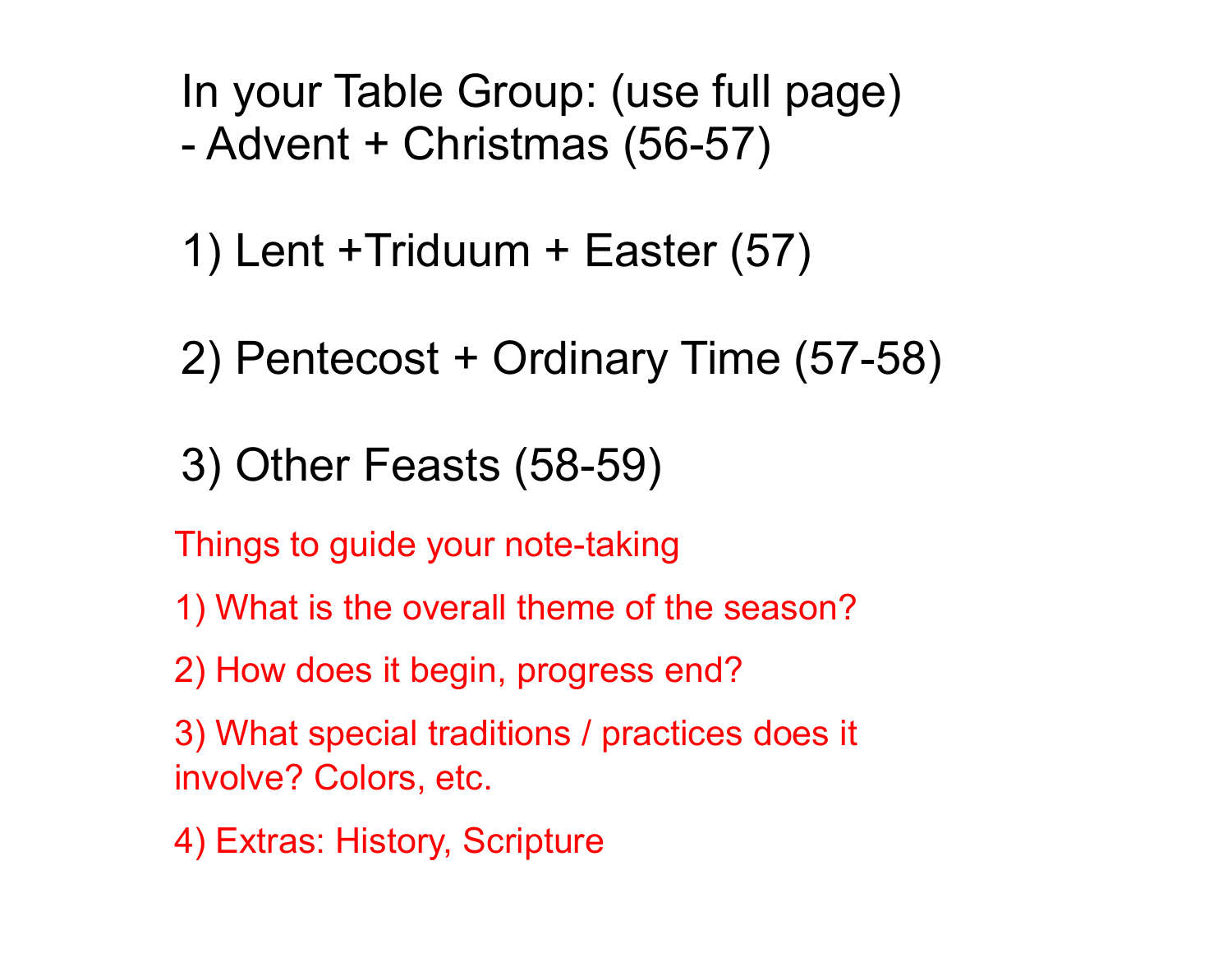In your Table Group: (use full page)
- Advent + Christmas (56-57)

1) Lent +Triduum + Easter (57)

2) Pentecost + Ordinary Time (57-58)

3) Other Feasts (58-59)

Things to guide your note-taking

1) What is the overall theme of the season?

2) How does it begin, progress end?

3) What special traditions / practices does it involve? Colors, etc.

4) Extras: History, Scripture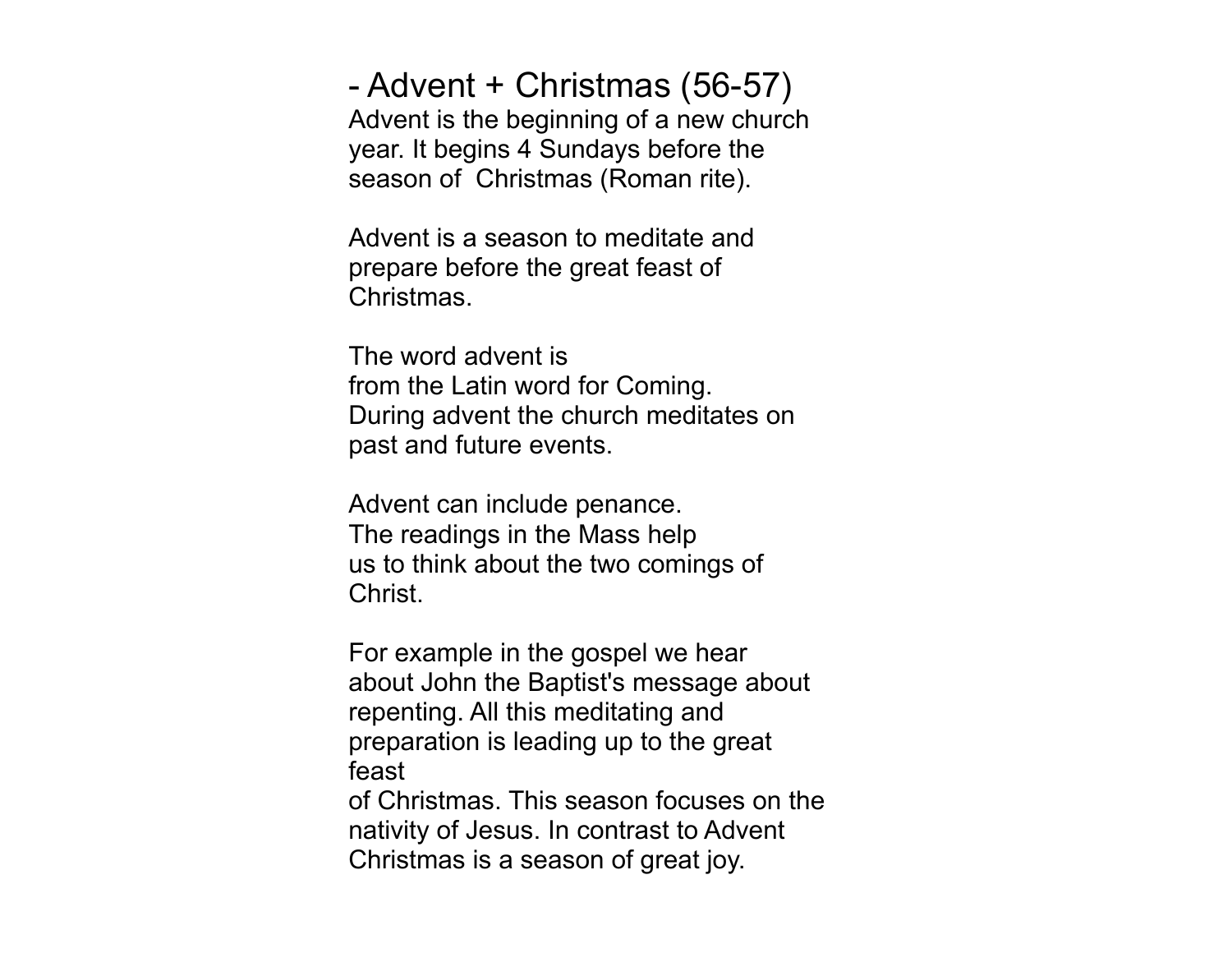## - Advent + Christmas (56-57)

Advent is the beginning of a new church year. It begins 4 Sundays before the season of  Christmas (Roman rite).

Advent is a season to meditate and prepare before the great feast of Christmas.

The word advent is
from the Latin word for Coming.
During advent the church meditates on past and future events.

Advent can include penance.
The readings in the Mass help
us to think about the two comings of Christ.

For example in the gospel we hear about John the Baptist's message about repenting. All this meditating and preparation is leading up to the great feast
of Christmas. This season focuses on the nativity of Jesus. In contrast to Advent Christmas is a season of great joy.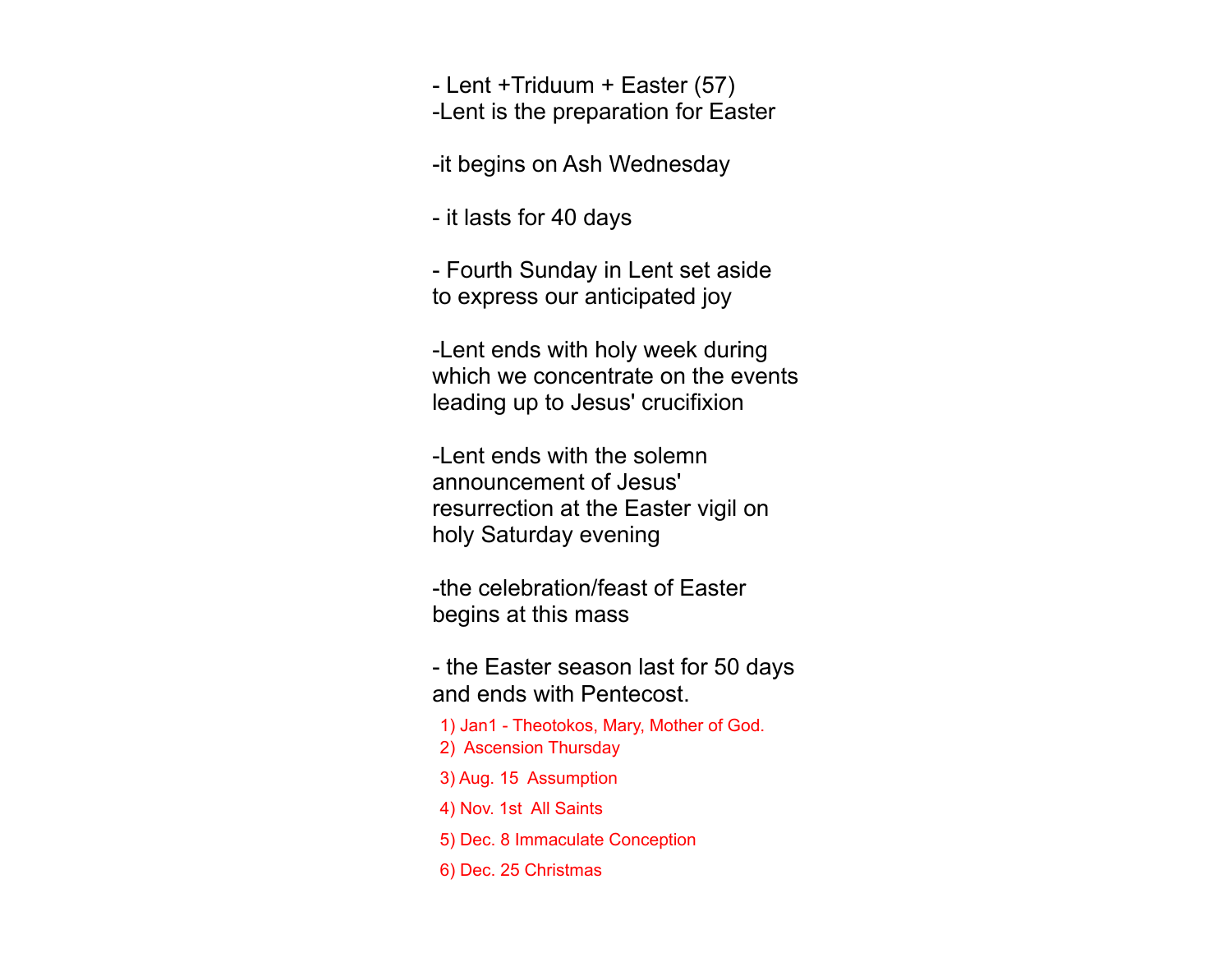- Lent +Triduum + Easter (57)
-Lent is the preparation for Easter

-it begins on Ash Wednesday

- it lasts for 40 days

- Fourth Sunday in Lent set aside to express our anticipated joy

-Lent ends with holy week during which we concentrate on the events leading up to Jesus' crucifixion

-Lent ends with the solemn announcement of Jesus' resurrection at the Easter vigil on holy Saturday evening

-the celebration/feast of Easter begins at this mass

- the Easter season last for 50 days and ends with Pentecost.

1) Jan1 - Theotokos, Mary, Mother of God.
2) Ascension Thursday
3) Aug. 15 Assumption
4) Nov. 1st All Saints
5) Dec. 8 Immaculate Conception
6) Dec. 25 Christmas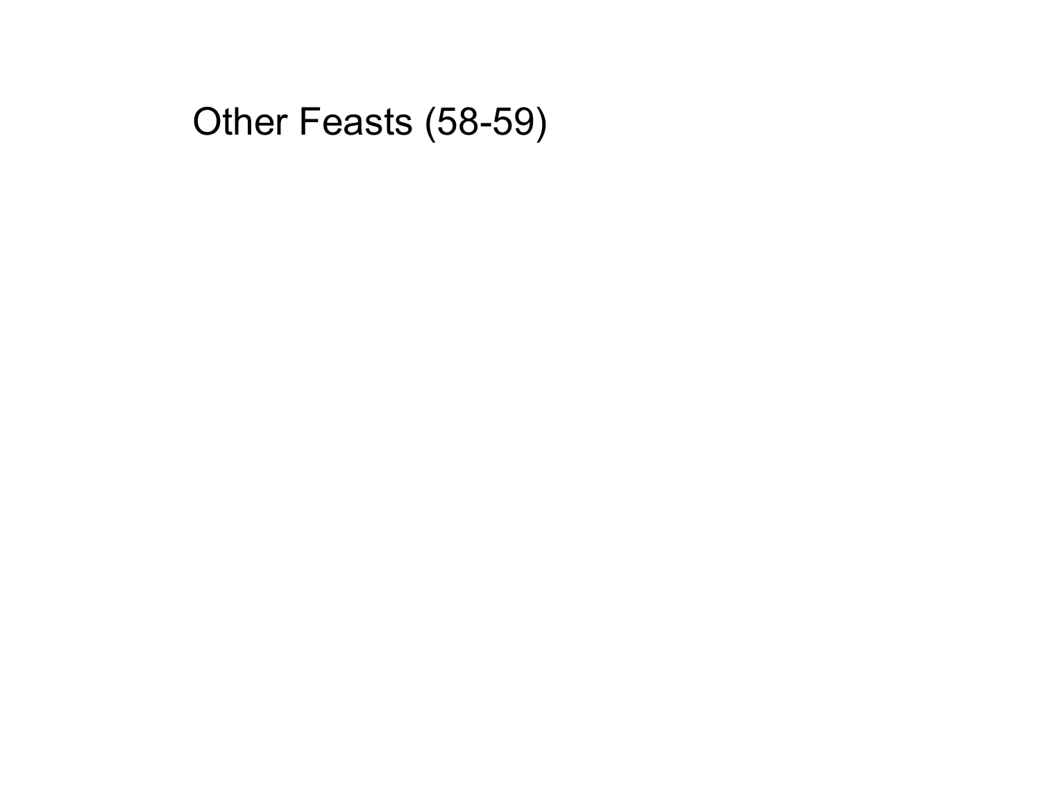# Other Feasts (58-59)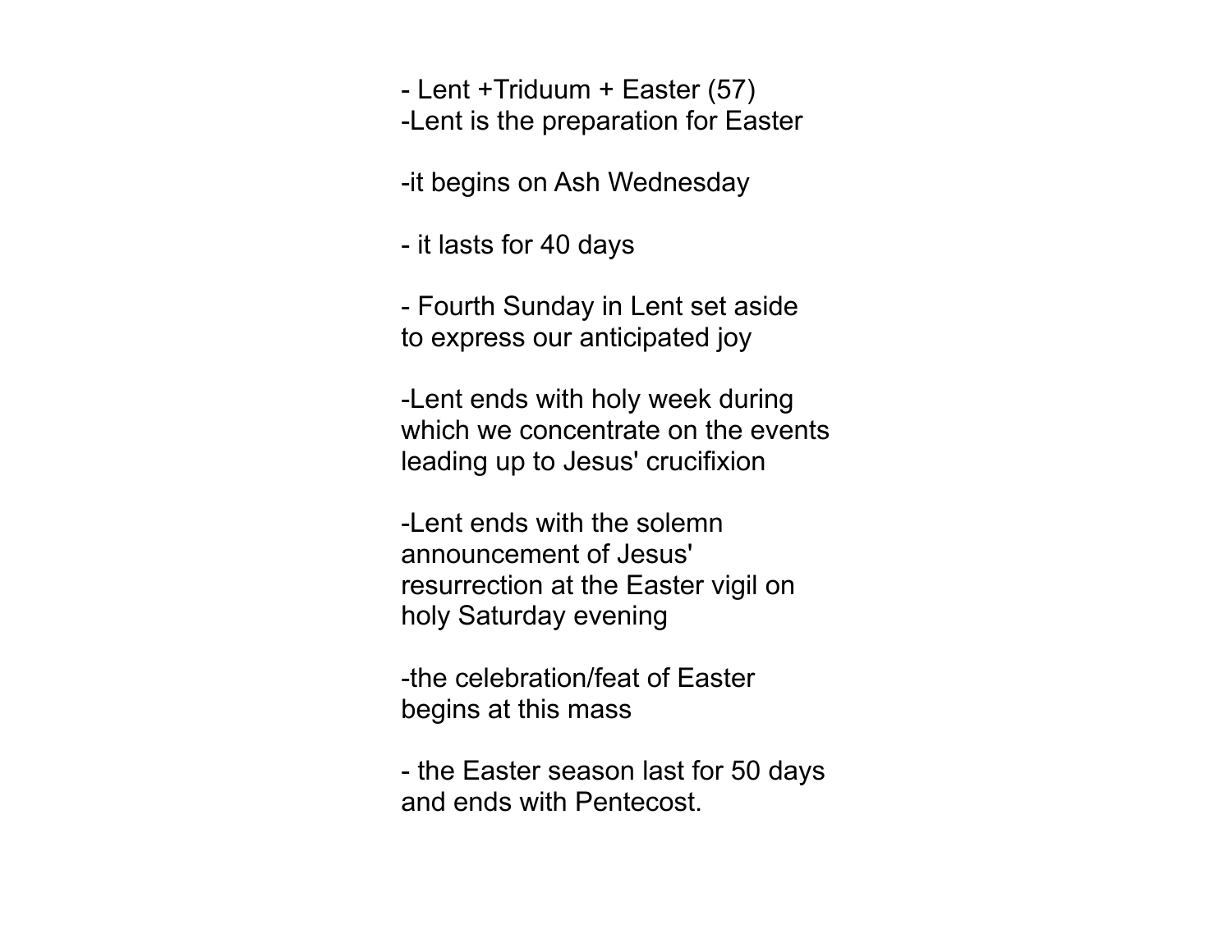- Lent +Triduum + Easter (57)
-Lent is the preparation for Easter

-it begins on Ash Wednesday

- it lasts for 40 days

- Fourth Sunday in Lent set aside to express our anticipated joy

-Lent ends with holy week during which we concentrate on the events leading up to Jesus' crucifixion

-Lent ends with the solemn announcement of Jesus' resurrection at the Easter vigil on holy Saturday evening

-the celebration/feat of Easter begins at this mass

- the Easter season last for 50 days and ends with Pentecost.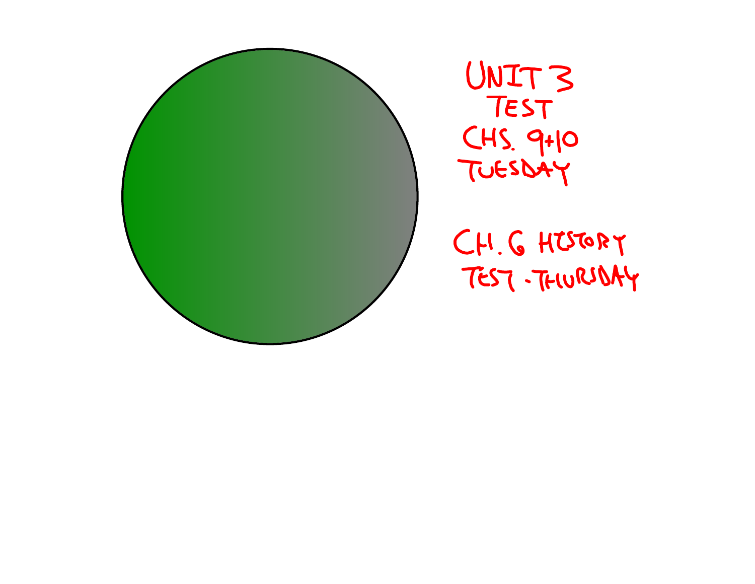UNIT 3
TEST
CHS. 9+10
TUESDAY

CH. 6 HISTORY
TEST - THURSDAY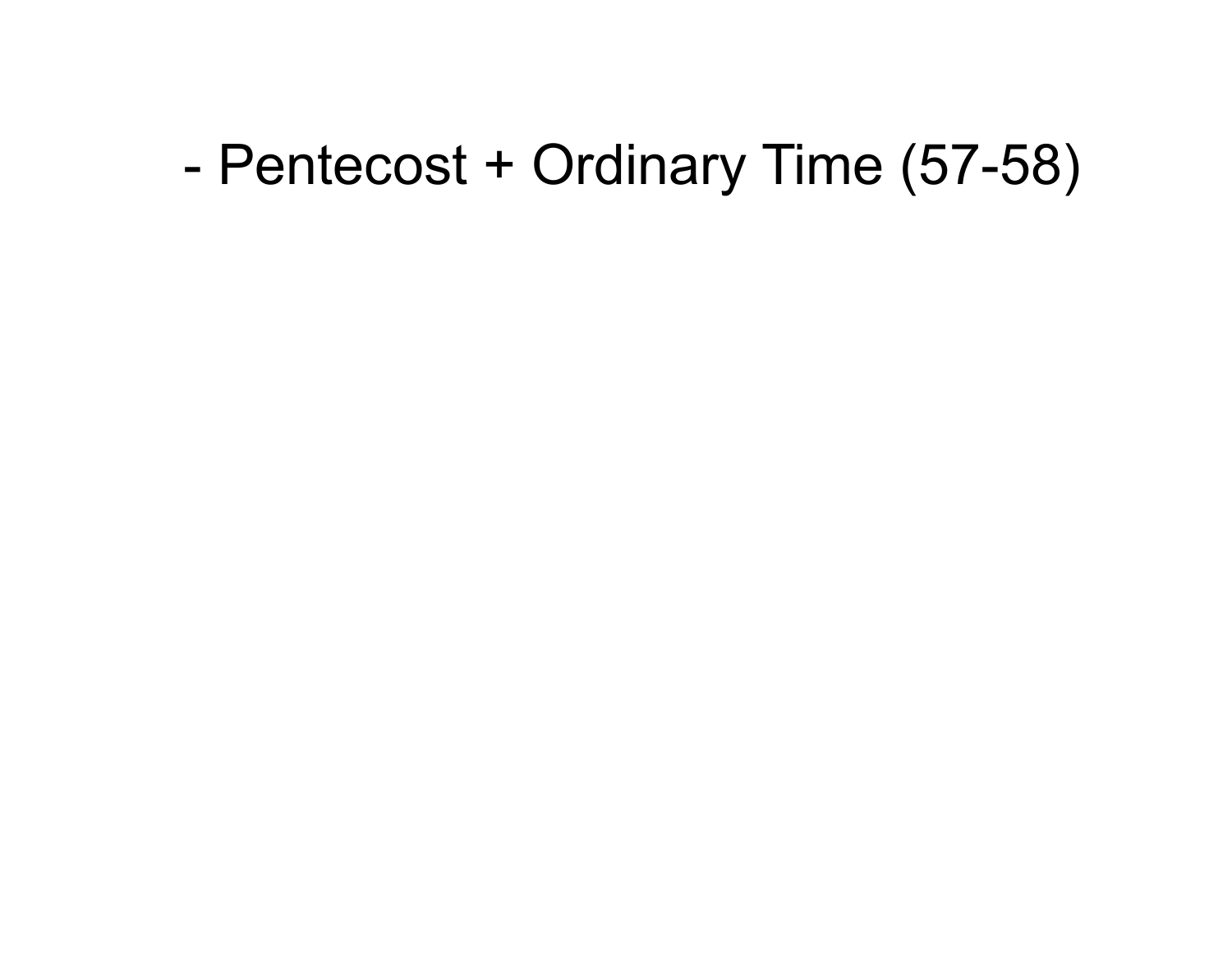- Pentecost + Ordinary Time (57-58)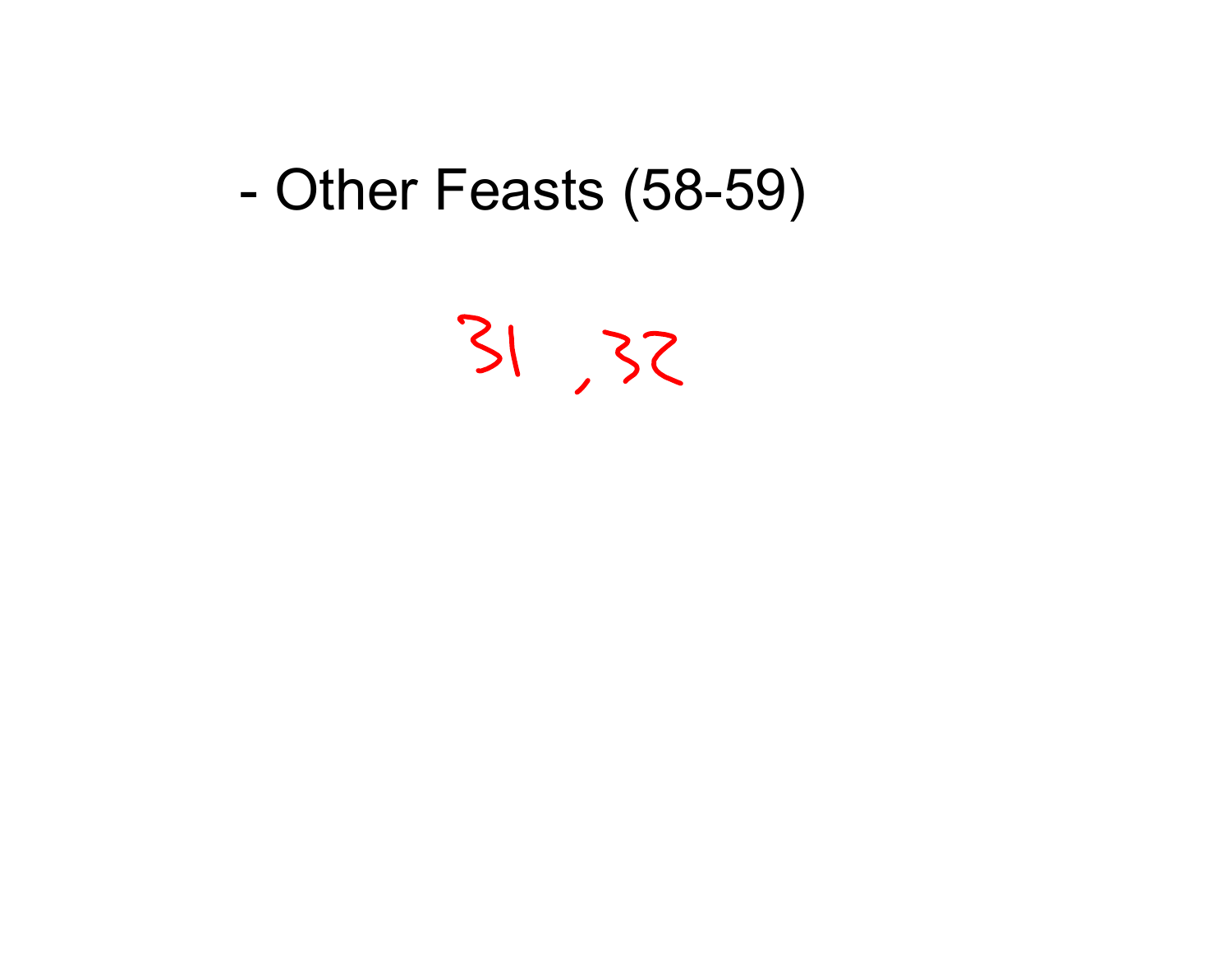- Other Feasts (58-59)

31 , 32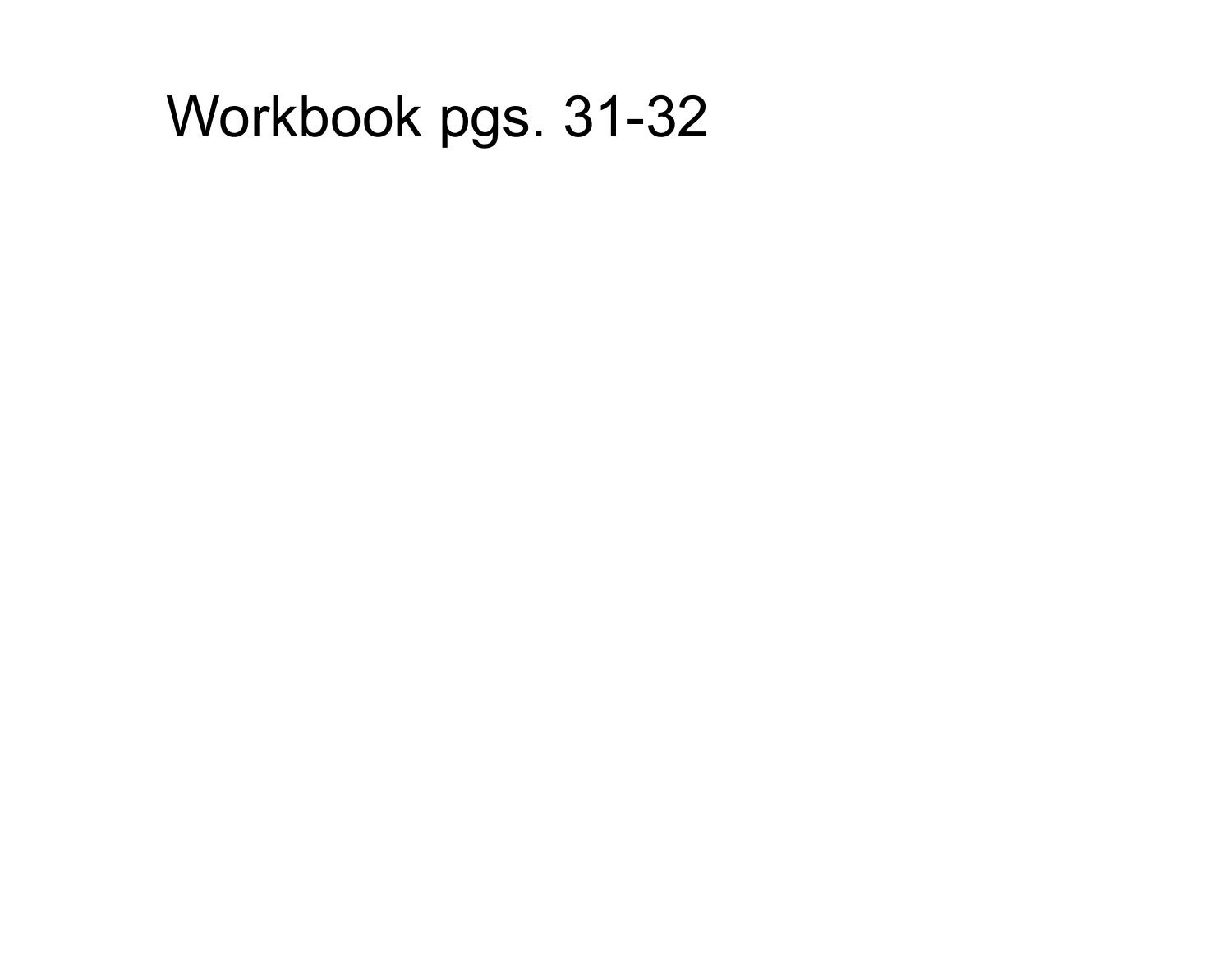Workbook pgs. 31-32